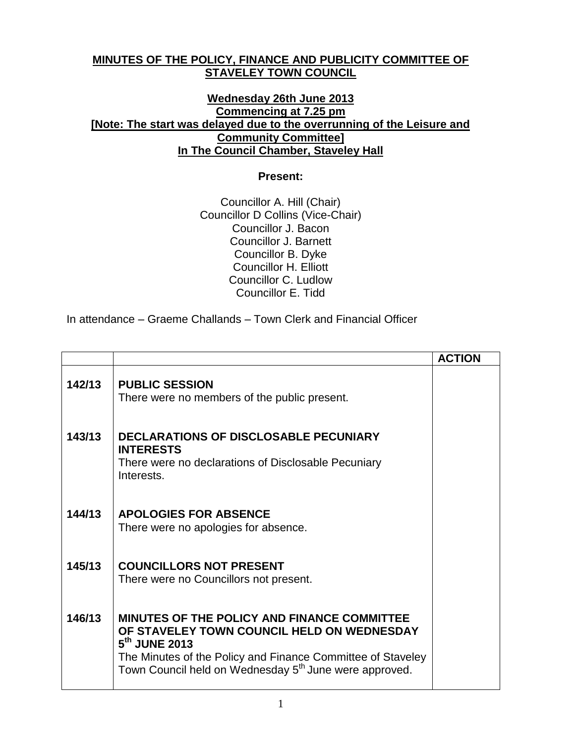**MINUTES OF THE POLICY, FINANCE AND PUBLICITY COMMITTEE OF STAVELEY TOWN COUNCIL**

**Wednesday 26th June 2013**
**Commencing at 7.25 pm**
**[Note: The start was delayed due to the overrunning of the Leisure and Community Committee]**
**In The Council Chamber, Staveley Hall**

**Present:**

Councillor A. Hill (Chair)
Councillor D Collins (Vice-Chair)
Councillor J. Bacon
Councillor J. Barnett
Councillor B. Dyke
Councillor H. Elliott
Councillor C. Ludlow
Councillor E. Tidd

In attendance – Graeme Challands – Town Clerk and Financial Officer

| | | ACTION |
|---|---|---|
| 142/13 | **PUBLIC SESSION**<br>There were no members of the public present. | |
| 143/13 | **DECLARATIONS OF DISCLOSABLE PECUNIARY INTERESTS**<br>There were no declarations of Disclosable Pecuniary Interests. | |
| 144/13 | **APOLOGIES FOR ABSENCE**<br>There were no apologies for absence. | |
| 145/13 | **COUNCILLORS NOT PRESENT**<br>There were no Councillors not present. | |
| 146/13 | **MINUTES OF THE POLICY AND FINANCE COMMITTEE OF STAVELEY TOWN COUNCIL HELD ON WEDNESDAY 5th JUNE 2013**<br>The Minutes of the Policy and Finance Committee of Staveley Town Council held on Wednesday 5th June were approved. | |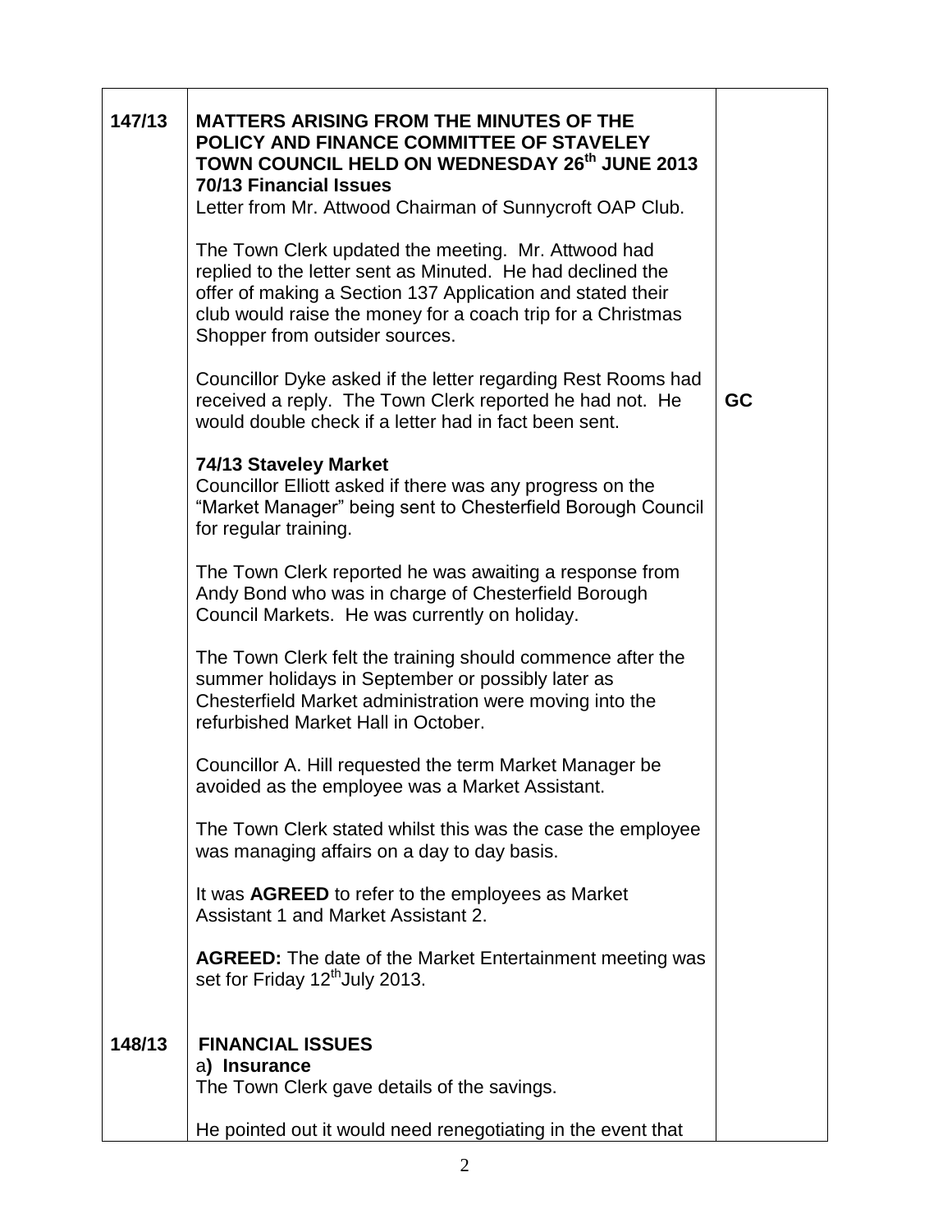| | | |
|---|---|---|
| 147/13 | **MATTERS ARISING FROM THE MINUTES OF THE POLICY AND FINANCE COMMITTEE OF STAVELEY TOWN COUNCIL HELD ON WEDNESDAY 26th JUNE 2013**<br>**70/13 Financial Issues**<br>Letter from Mr. Attwood Chairman of Sunnycroft OAP Club.<br><br>The Town Clerk updated the meeting. Mr. Attwood had replied to the letter sent as Minuted. He had declined the offer of making a Section 137 Application and stated their club would raise the money for a coach trip for a Christmas Shopper from outsider sources.<br><br>Councillor Dyke asked if the letter regarding Rest Rooms had received a reply. The Town Clerk reported he had not. He would double check if a letter had in fact been sent.<br><br>**74/13 Staveley Market**<br>Councillor Elliott asked if there was any progress on the "Market Manager" being sent to Chesterfield Borough Council for regular training.<br><br>The Town Clerk reported he was awaiting a response from Andy Bond who was in charge of Chesterfield Borough Council Markets. He was currently on holiday.<br><br>The Town Clerk felt the training should commence after the summer holidays in September or possibly later as Chesterfield Market administration were moving into the refurbished Market Hall in October.<br><br>Councillor A. Hill requested the term Market Manager be avoided as the employee was a Market Assistant.<br><br>The Town Clerk stated whilst this was the case the employee was managing affairs on a day to day basis.<br><br>It was **AGREED** to refer to the employees as Market Assistant 1 and Market Assistant 2.<br><br>**AGREED:** The date of the Market Entertainment meeting was set for Friday 12th July 2013. | **GC** |
| 148/13 | **FINANCIAL ISSUES**<br>a**) Insurance**<br>The Town Clerk gave details of the savings.<br><br>He pointed out it would need renegotiating in the event that | |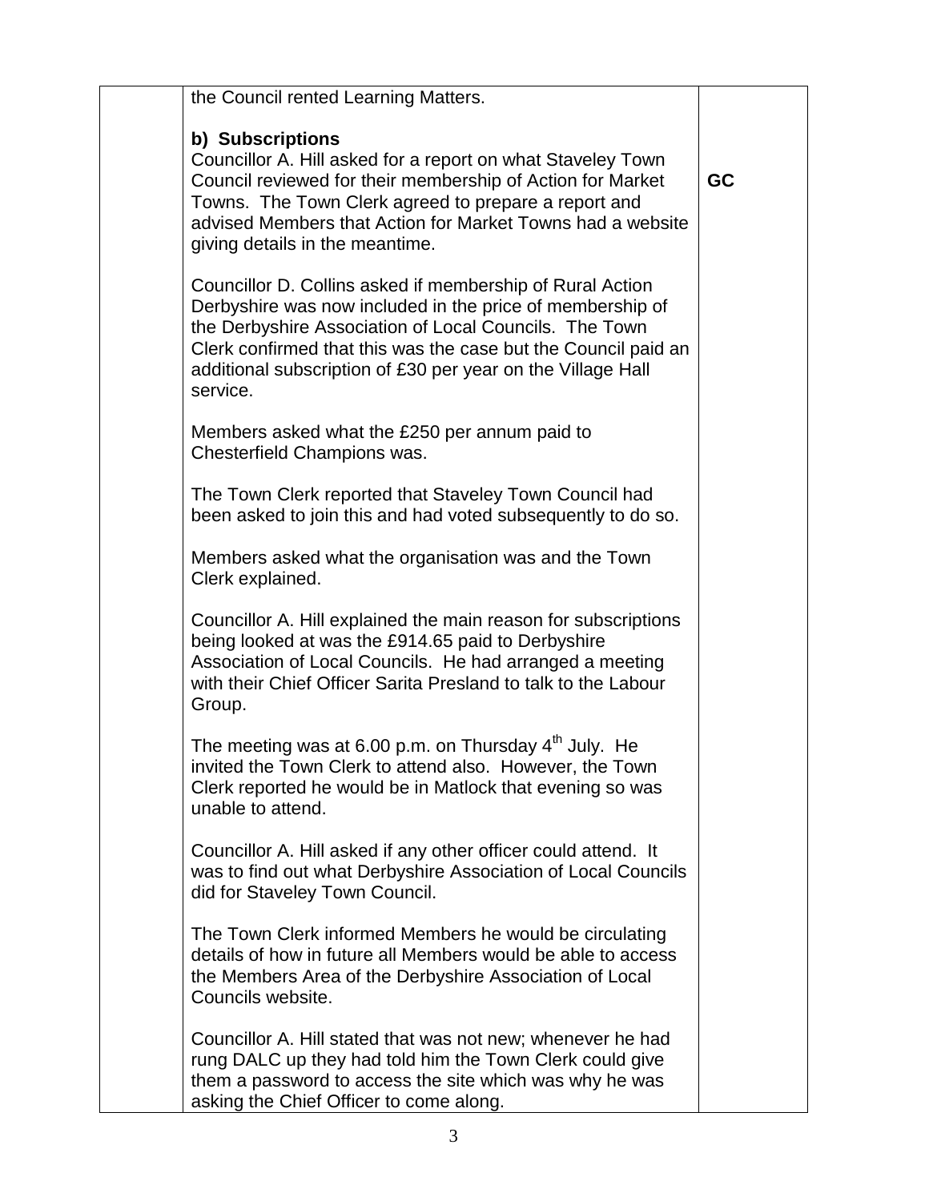| | | |
|---|---|---|
| | the Council rented Learning Matters.<br><br>**b) Subscriptions**<br>Councillor A. Hill asked for a report on what Staveley Town Council reviewed for their membership of Action for Market Towns. The Town Clerk agreed to prepare a report and advised Members that Action for Market Towns had a website giving details in the meantime.<br><br>Councillor D. Collins asked if membership of Rural Action Derbyshire was now included in the price of membership of the Derbyshire Association of Local Councils. The Town Clerk confirmed that this was the case but the Council paid an additional subscription of £30 per year on the Village Hall service.<br><br>Members asked what the £250 per annum paid to Chesterfield Champions was.<br><br>The Town Clerk reported that Staveley Town Council had been asked to join this and had voted subsequently to do so.<br><br>Members asked what the organisation was and the Town Clerk explained.<br><br>Councillor A. Hill explained the main reason for subscriptions being looked at was the £914.65 paid to Derbyshire Association of Local Councils. He had arranged a meeting with their Chief Officer Sarita Presland to talk to the Labour Group.<br><br>The meeting was at 6.00 p.m. on Thursday 4th July. He invited the Town Clerk to attend also. However, the Town Clerk reported he would be in Matlock that evening so was unable to attend.<br><br>Councillor A. Hill asked if any other officer could attend. It was to find out what Derbyshire Association of Local Councils did for Staveley Town Council.<br><br>The Town Clerk informed Members he would be circulating details of how in future all Members would be able to access the Members Area of the Derbyshire Association of Local Councils website.<br><br>Councillor A. Hill stated that was not new; whenever he had rung DALC up they had told him the Town Clerk could give them a password to access the site which was why he was asking the Chief Officer to come along. | **GC** |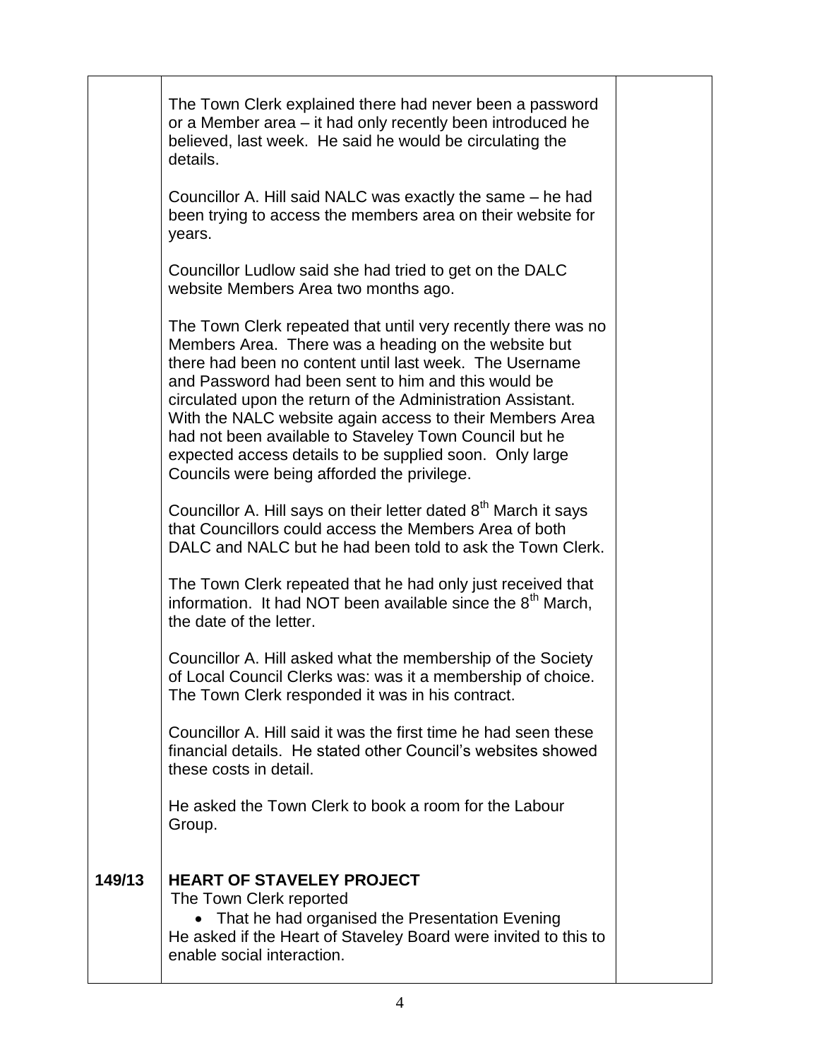| | | |
|---|---|---|
| | The Town Clerk explained there had never been a password or a Member area – it had only recently been introduced he believed, last week. He said he would be circulating the details.<br><br>Councillor A. Hill said NALC was exactly the same – he had been trying to access the members area on their website for years.<br><br>Councillor Ludlow said she had tried to get on the DALC website Members Area two months ago.<br><br>The Town Clerk repeated that until very recently there was no Members Area. There was a heading on the website but there had been no content until last week. The Username and Password had been sent to him and this would be circulated upon the return of the Administration Assistant. With the NALC website again access to their Members Area had not been available to Staveley Town Council but he expected access details to be supplied soon. Only large Councils were being afforded the privilege.<br><br>Councillor A. Hill says on their letter dated 8th March it says that Councillors could access the Members Area of both DALC and NALC but he had been told to ask the Town Clerk.<br><br>The Town Clerk repeated that he had only just received that information. It had NOT been available since the 8th March, the date of the letter.<br><br>Councillor A. Hill asked what the membership of the Society of Local Council Clerks was: was it a membership of choice. The Town Clerk responded it was in his contract.<br><br>Councillor A. Hill said it was the first time he had seen these financial details. He stated other Council's websites showed these costs in detail.<br><br>He asked the Town Clerk to book a room for the Labour Group. | |
| **149/13** | **HEART OF STAVELEY PROJECT**<br>The Town Clerk reported<br>• That he had organised the Presentation Evening<br>He asked if the Heart of Staveley Board were invited to this to enable social interaction. | |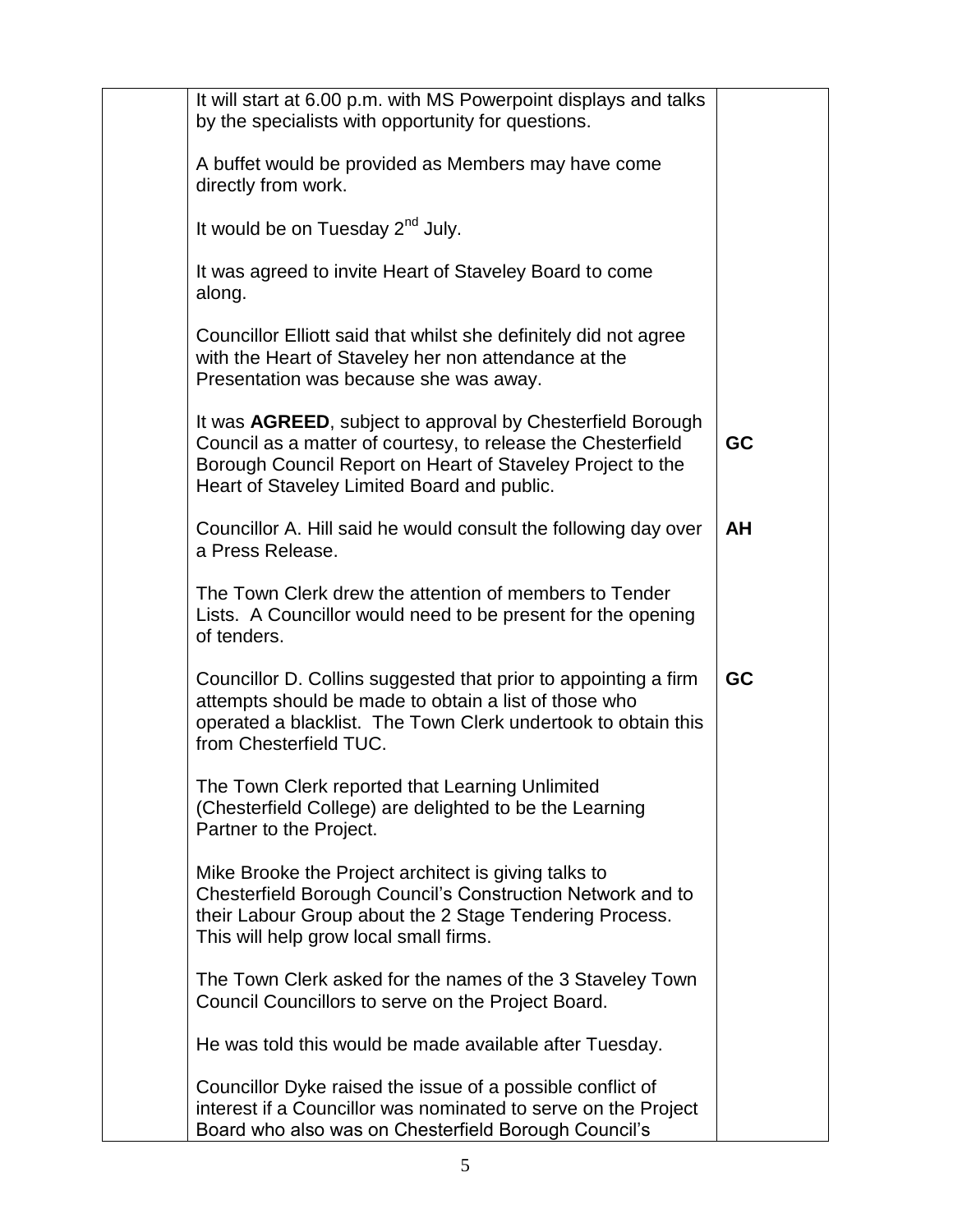| | | |
|---|---|---|
| | It will start at 6.00 p.m. with MS Powerpoint displays and talks by the specialists with opportunity for questions.<br><br>A buffet would be provided as Members may have come directly from work.<br><br>It would be on Tuesday 2nd July.<br><br>It was agreed to invite Heart of Staveley Board to come along.<br><br>Councillor Elliott said that whilst she definitely did not agree with the Heart of Staveley her non attendance at the Presentation was because she was away. | |
| | It was **AGREED**, subject to approval by Chesterfield Borough Council as a matter of courtesy, to release the Chesterfield Borough Council Report on Heart of Staveley Project to the Heart of Staveley Limited Board and public. | **GC** |
| | Councillor A. Hill said he would consult the following day over a Press Release. | **AH** |
| | The Town Clerk drew the attention of members to Tender Lists. A Councillor would need to be present for the opening of tenders. | |
| | Councillor D. Collins suggested that prior to appointing a firm attempts should be made to obtain a list of those who operated a blacklist. The Town Clerk undertook to obtain this from Chesterfield TUC. | **GC** |
| | The Town Clerk reported that Learning Unlimited (Chesterfield College) are delighted to be the Learning Partner to the Project.<br><br>Mike Brooke the Project architect is giving talks to Chesterfield Borough Council's Construction Network and to their Labour Group about the 2 Stage Tendering Process. This will help grow local small firms.<br><br>The Town Clerk asked for the names of the 3 Staveley Town Council Councillors to serve on the Project Board.<br><br>He was told this would be made available after Tuesday.<br><br>Councillor Dyke raised the issue of a possible conflict of interest if a Councillor was nominated to serve on the Project Board who also was on Chesterfield Borough Council's | |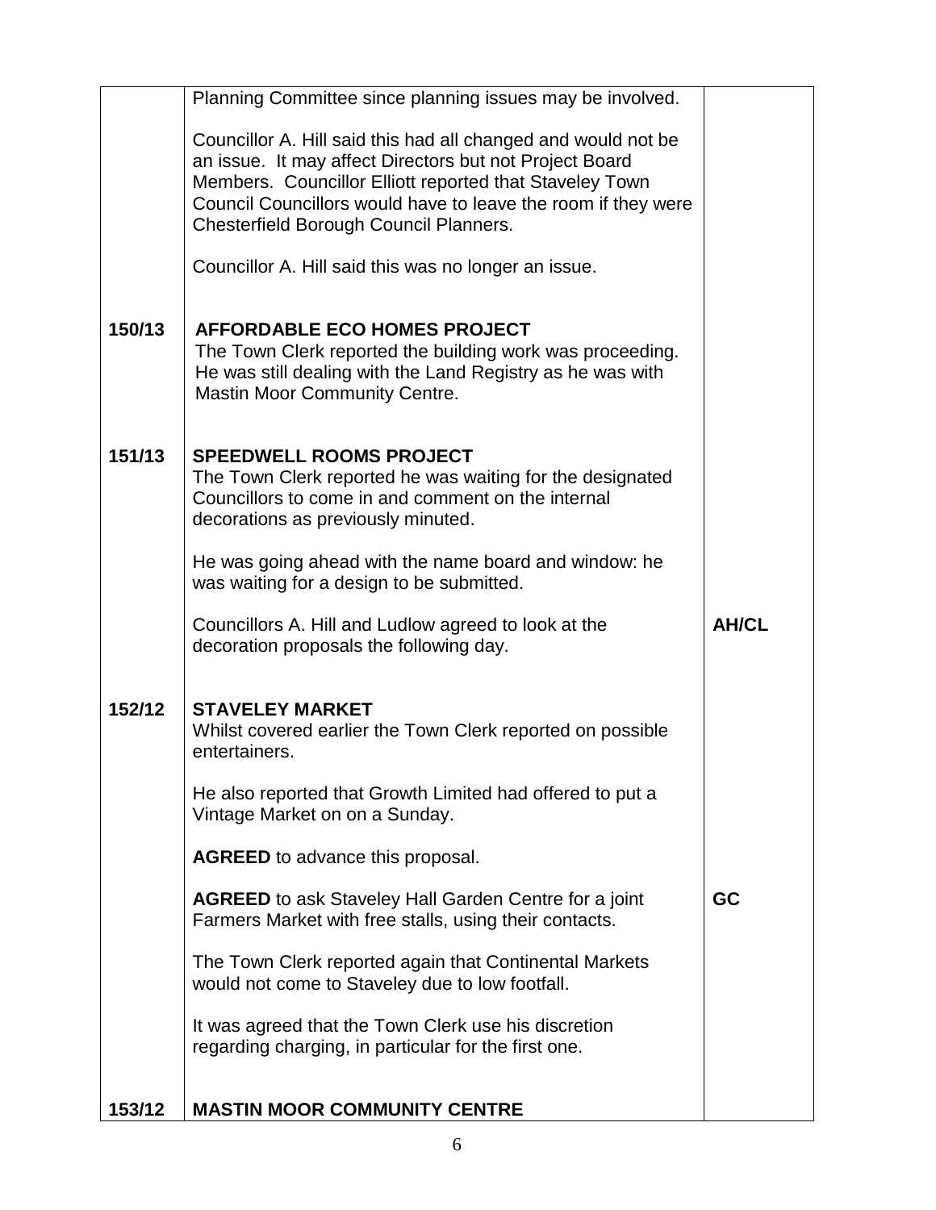| | | |
|---|---|---|
| | Planning Committee since planning issues may be involved.<br><br>Councillor A. Hill said this had all changed and would not be an issue. It may affect Directors but not Project Board Members. Councillor Elliott reported that Staveley Town Council Councillors would have to leave the room if they were Chesterfield Borough Council Planners.<br><br>Councillor A. Hill said this was no longer an issue. | |
| **150/13** | **AFFORDABLE ECO HOMES PROJECT**<br>The Town Clerk reported the building work was proceeding. He was still dealing with the Land Registry as he was with Mastin Moor Community Centre. | |
| **151/13** | **SPEEDWELL ROOMS PROJECT**<br>The Town Clerk reported he was waiting for the designated Councillors to come in and comment on the internal decorations as previously minuted.<br><br>He was going ahead with the name board and window: he was waiting for a design to be submitted.<br><br>Councillors A. Hill and Ludlow agreed to look at the decoration proposals the following day. | **AH/CL** |
| **152/12** | **STAVELEY MARKET**<br>Whilst covered earlier the Town Clerk reported on possible entertainers.<br><br>He also reported that Growth Limited had offered to put a Vintage Market on on a Sunday.<br><br>**AGREED** to advance this proposal.<br><br>**AGREED** to ask Staveley Hall Garden Centre for a joint Farmers Market with free stalls, using their contacts.<br><br>The Town Clerk reported again that Continental Markets would not come to Staveley due to low footfall.<br><br>It was agreed that the Town Clerk use his discretion regarding charging, in particular for the first one. | **GC** |
| **153/12** | **MASTIN MOOR COMMUNITY CENTRE** | |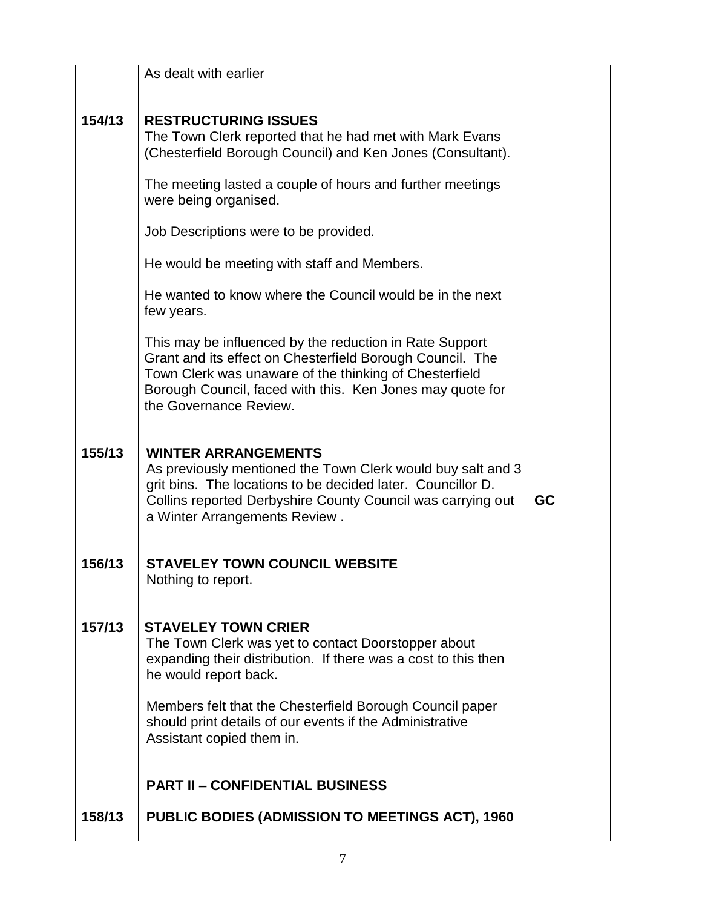| | | |
|---|---|---|
| | As dealt with earlier | |
| 154/13 | **RESTRUCTURING ISSUES**<br>The Town Clerk reported that he had met with Mark Evans (Chesterfield Borough Council) and Ken Jones (Consultant).<br><br>The meeting lasted a couple of hours and further meetings were being organised.<br><br>Job Descriptions were to be provided.<br><br>He would be meeting with staff and Members.<br><br>He wanted to know where the Council would be in the next few years.<br><br>This may be influenced by the reduction in Rate Support Grant and its effect on Chesterfield Borough Council. The Town Clerk was unaware of the thinking of Chesterfield Borough Council, faced with this. Ken Jones may quote for the Governance Review. | |
| 155/13 | **WINTER ARRANGEMENTS**<br>As previously mentioned the Town Clerk would buy salt and 3 grit bins. The locations to be decided later. Councillor D. Collins reported Derbyshire County Council was carrying out a Winter Arrangements Review . | **GC** |
| 156/13 | **STAVELEY TOWN COUNCIL WEBSITE**<br>Nothing to report. | |
| 157/13 | **STAVELEY TOWN CRIER**<br>The Town Clerk was yet to contact Doorstopper about expanding their distribution. If there was a cost to this then he would report back.<br><br>Members felt that the Chesterfield Borough Council paper should print details of our events if the Administrative Assistant copied them in. | |
| | **PART II – CONFIDENTIAL BUSINESS** | |
| 158/13 | **PUBLIC BODIES (ADMISSION TO MEETINGS ACT), 1960** | |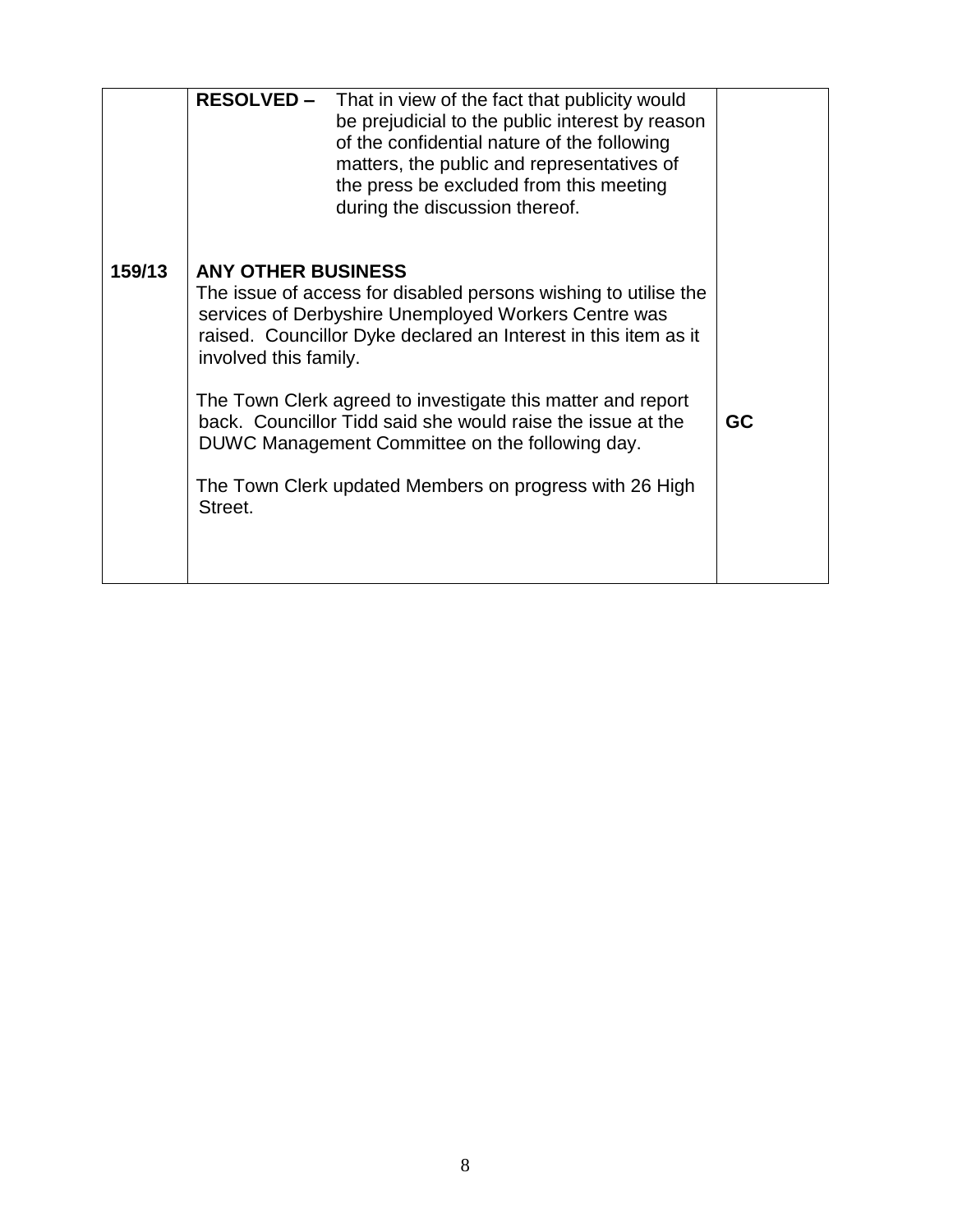| | | |
|---|---|---|
| | **RESOLVED –** That in view of the fact that publicity would be prejudicial to the public interest by reason of the confidential nature of the following matters, the public and representatives of the press be excluded from this meeting during the discussion thereof. | |
| **159/13** | **ANY OTHER BUSINESS**<br>The issue of access for disabled persons wishing to utilise the services of Derbyshire Unemployed Workers Centre was raised. Councillor Dyke declared an Interest in this item as it involved this family.<br><br>The Town Clerk agreed to investigate this matter and report back. Councillor Tidd said she would raise the issue at the DUWC Management Committee on the following day.<br><br>The Town Clerk updated Members on progress with 26 High Street. | **GC** |